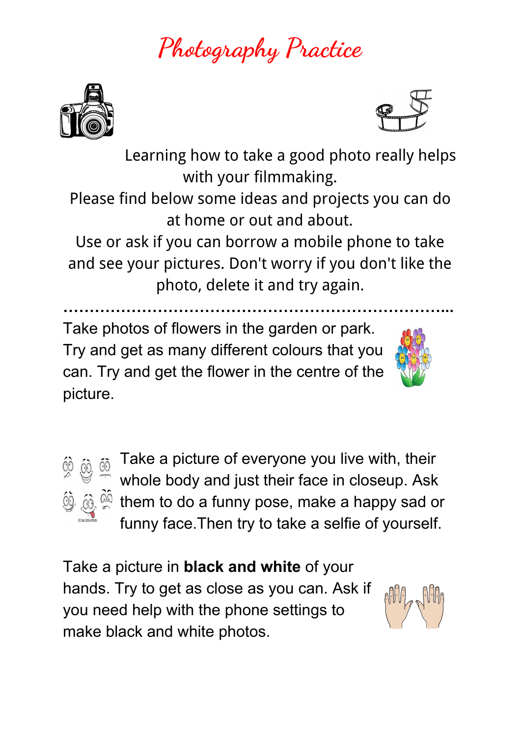# Photography Practice

Learning how to take a good photo really helps with your filmmaking.

Please find below some ideas and projects you can do at home or out and about.

Use or ask if you can borrow a mobile phone to take and see your pictures. Don't worry if you don't like the photo, delete it and try again.

.........................................................................

Take photos of flowers in the garden or park. Try and get as many different colours that you can. Try and get the flower in the centre of the picture.

Take a picture of everyone you live with, their whole body and just their face in closeup. Ask them to do a funny pose, make a happy sad or funny face.Then try to take a selfie of yourself.

Take a picture in **black and white** of your hands. Try to get as close as you can. Ask if you need help with the phone settings to make black and white photos.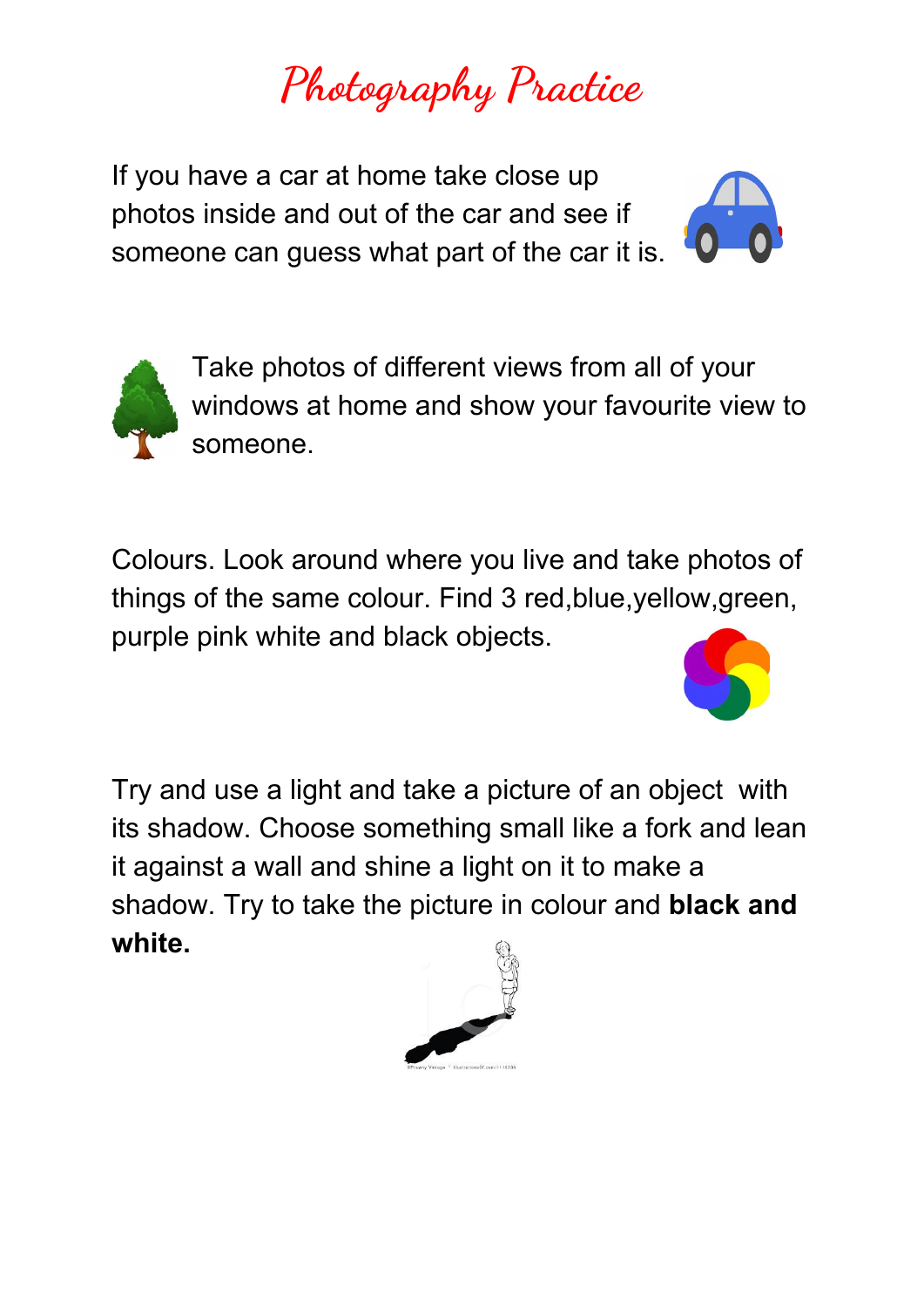# Photography Practice

If you have a car at home take close up photos inside and out of the car and see if someone can guess what part of the car it is.

Take photos of different views from all of your windows at home and show your favourite view to someone.

Colours. Look around where you live and take photos of things of the same colour. Find 3 red,blue,yellow,green, purple pink white and black objects.

Try and use a light and take a picture of an object with its shadow. Choose something small like a fork and lean it against a wall and shine a light on it to make a shadow. Try to take the picture in colour and **black and white.**